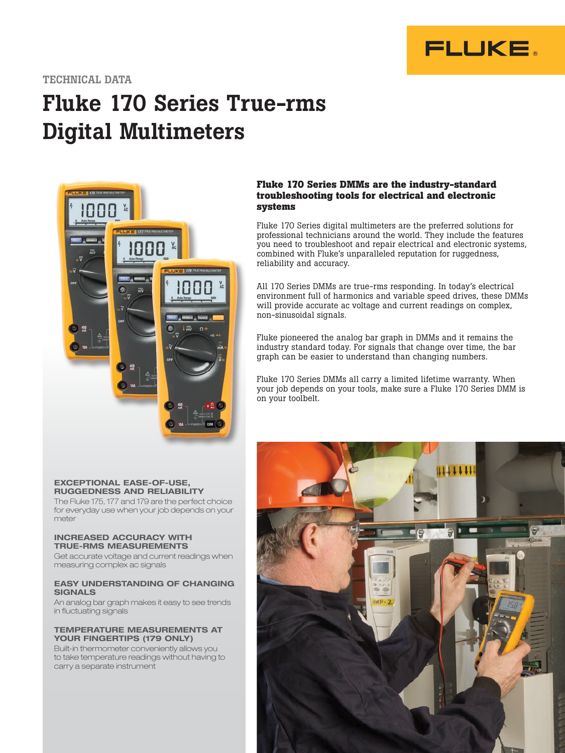TECHNICAL DATA

# Fluke 170 Series True-rms Digital Multimeters

**Fluke 170 Series DMMs are the industry-standard troubleshooting tools for electrical and electronic systems**

Fluke 170 Series digital multimeters are the preferred solutions for professional technicians around the world. They include the features you need to troubleshoot and repair electrical and electronic systems, combined with Fluke's unparalleled reputation for ruggedness, reliability and accuracy.

All 170 Series DMMs are true-rms responding. In today's electrical environment full of harmonics and variable speed drives, these DMMs will provide accurate ac voltage and current readings on complex, non-sinusoidal signals.

Fluke pioneered the analog bar graph in DMMs and it remains the industry standard today. For signals that change over time, the bar graph can be easier to understand than changing numbers.

Fluke 170 Series DMMs all carry a limited lifetime warranty. When your job depends on your tools, make sure a Fluke 170 Series DMM is on your toolbelt.

### EXCEPTIONAL EASE-OF-USE, RUGGEDNESS AND RELIABILITY

The Fluke 175, 177 and 179 are the perfect choice for everyday use when your job depends on your meter

### INCREASED ACCURACY WITH TRUE-RMS MEASUREMENTS

Get accurate voltage and current readings when measuring complex ac signals

### EASY UNDERSTANDING OF CHANGING SIGNALS

An analog bar graph makes it easy to see trends in fluctuating signals

### TEMPERATURE MEASUREMENTS AT YOUR FINGERTIPS (179 ONLY)

Built-in thermometer conveniently allows you to take temperature readings without having to carry a separate instrument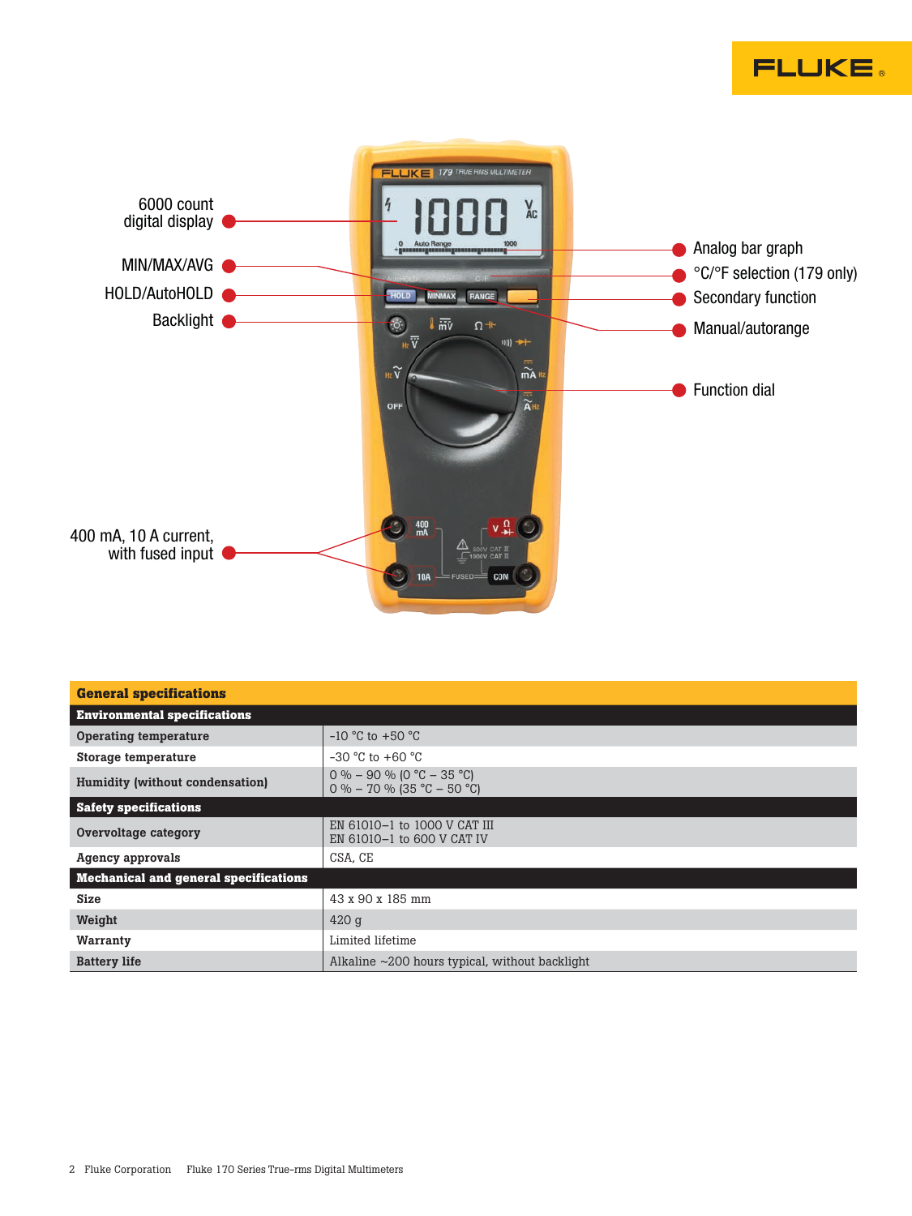6000 count digital display

MIN/MAX/AVG

HOLD/AutoHOLD

Backlight

400 mA, 10 A current, with fused input

Analog bar graph

°C/°F selection (179 only)

Secondary function

Manual/autorange

Function dial

| General specifications | |
|---|---|
| **Environmental specifications** | |
| **Operating temperature** | -10 °C to +50 °C |
| **Storage temperature** | -30 °C to +60 °C |
| **Humidity (without condensation)** | 0 % – 90 % (0 °C – 35 °C)<br>0 % – 70 % (35 °C – 50 °C) |
| **Safety specifications** | |
| **Overvoltage category** | EN 61010–1 to 1000 V CAT III<br>EN 61010–1 to 600 V CAT IV |
| **Agency approvals** | CSA, CE |
| **Mechanical and general specifications** | |
| **Size** | 43 x 90 x 185 mm |
| **Weight** | 420 g |
| **Warranty** | Limited lifetime |
| **Battery life** | Alkaline ~200 hours typical, without backlight |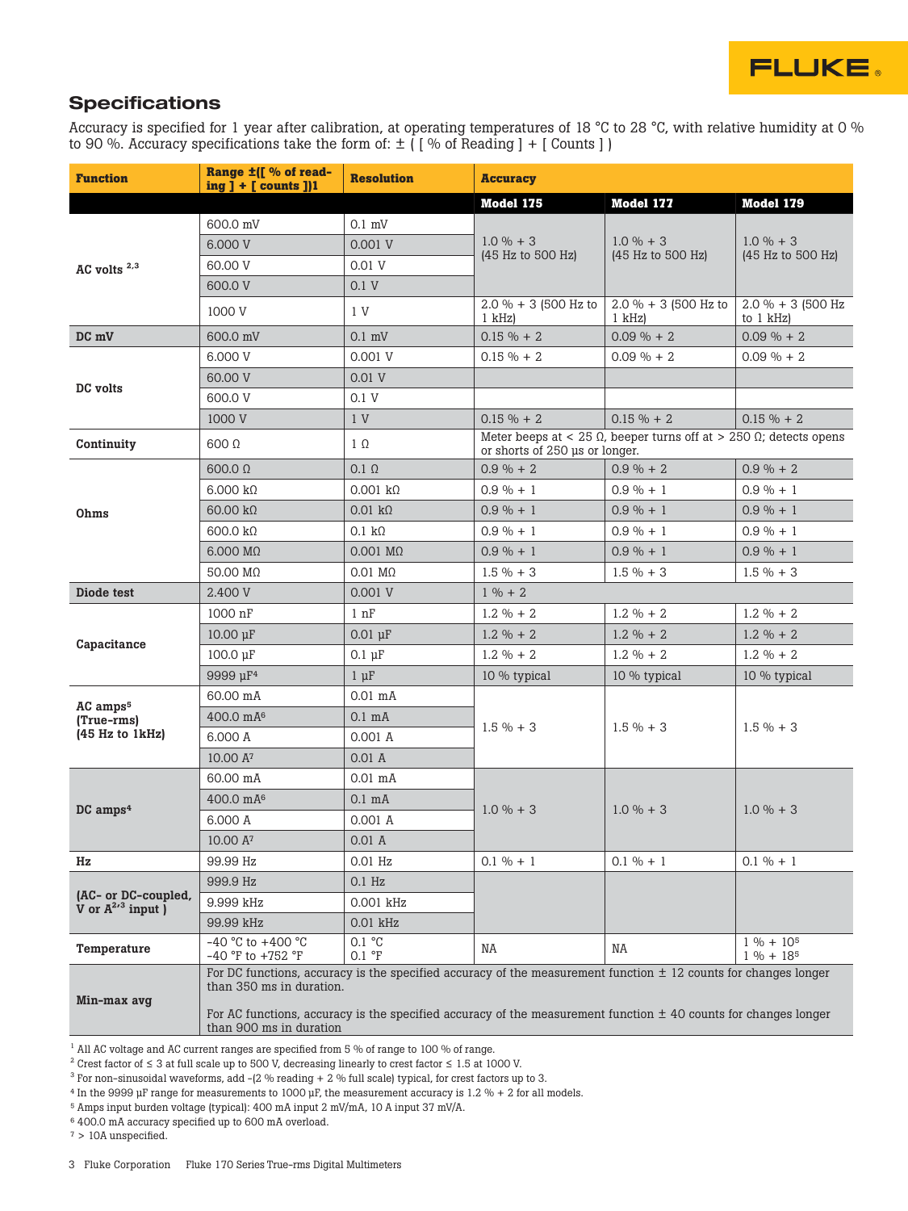## Specifications

Accuracy is specified for 1 year after calibration, at operating temperatures of 18 °C to 28 °C, with relative humidity at 0 % to 90 %. Accuracy specifications take the form of: ± ( [ % of Reading ] + [ Counts ] )

| Function | Range ±([ % of reading ] + [ counts ])1 | Resolution | Accuracy | | |
|---|---|---|---|---|---|
| | | | Model 175 | Model 177 | Model 179 |
| AC volts [2,3] | 600.0 mV | 0.1 mV | 1.0 % + 3 (45 Hz to 500 Hz) | 1.0 % + 3 (45 Hz to 500 Hz) | 1.0 % + 3 (45 Hz to 500 Hz) |
| | 6.000 V | 0.001 V | | | |
| | 60.00 V | 0.01 V | | | |
| | 600.0 V | 0.1 V | | | |
| | 1000 V | 1 V | 2.0 % + 3 (500 Hz to 1 kHz) | 2.0 % + 3 (500 Hz to 1 kHz) | 2.0 % + 3 (500 Hz to 1 kHz) |
| DC mV | 600.0 mV | 0.1 mV | 0.15 % + 2 | 0.09 % + 2 | 0.09 % + 2 |
| DC volts | 6.000 V | 0.001 V | 0.15 % + 2 | 0.09 % + 2 | 0.09 % + 2 |
| | 60.00 V | 0.01 V | | | |
| | 600.0 V | 0.1 V | | | |
| | 1000 V | 1 V | 0.15 % + 2 | 0.15 % + 2 | 0.15 % + 2 |
| Continuity | 600 Ω | 1 Ω | Meter beeps at < 25 Ω, beeper turns off at > 250 Ω; detects opens or shorts of 250 µs or longer. | | |
| Ohms | 600.0 Ω | 0.1 Ω | 0.9 % + 2 | 0.9 % + 2 | 0.9 % + 2 |
| | 6.000 kΩ | 0.001 kΩ | 0.9 % + 1 | 0.9 % + 1 | 0.9 % + 1 |
| | 60.00 kΩ | 0.01 kΩ | 0.9 % + 1 | 0.9 % + 1 | 0.9 % + 1 |
| | 600.0 kΩ | 0.1 kΩ | 0.9 % + 1 | 0.9 % + 1 | 0.9 % + 1 |
| | 6.000 MΩ | 0.001 MΩ | 0.9 % + 1 | 0.9 % + 1 | 0.9 % + 1 |
| | 50.00 MΩ | 0.01 MΩ | 1.5 % + 3 | 1.5 % + 3 | 1.5 % + 3 |
| Diode test | 2.400 V | 0.001 V | 1 % + 2 | | |
| Capacitance | 1000 nF | 1 nF | 1.2 % + 2 | 1.2 % + 2 | 1.2 % + 2 |
| | 10.00 µF | 0.01 µF | 1.2 % + 2 | 1.2 % + 2 | 1.2 % + 2 |
| | 100.0 µF | 0.1 µF | 1.2 % + 2 | 1.2 % + 2 | 1.2 % + 2 |
| | 9999 µF[4] | 1 µF | 10 % typical | 10 % typical | 10 % typical |
| AC amps[5] (True-rms) (45 Hz to 1kHz) | 60.00 mA | 0.01 mA | 1.5 % + 3 | 1.5 % + 3 | 1.5 % + 3 |
| | 400.0 mA[6] | 0.1 mA | | | |
| | 6.000 A | 0.001 A | | | |
| | 10.00 A[7] | 0.01 A | | | |
| DC amps[4] | 60.00 mA | 0.01 mA | 1.0 % + 3 | 1.0 % + 3 | 1.0 % + 3 |
| | 400.0 mA[6] | 0.1 mA | | | |
| | 6.000 A | 0.001 A | | | |
| | 10.00 A[7] | 0.01 A | | | |
| Hz | 99.99 Hz | 0.01 Hz | 0.1 % + 1 | 0.1 % + 1 | 0.1 % + 1 |
| (AC- or DC-coupled, V or A[2,3] input ) | 999.9 Hz | 0.1 Hz | | | |
| | 9.999 kHz | 0.001 kHz | | | |
| | 99.99 kHz | 0.01 kHz | | | |
| Temperature | -40 °C to +400 °C<br>-40 °F to +752 °F | 0.1 °C<br>0.1 °F | NA | NA | 1 % + 10[5]<br>1 % + 18[5] |
| Min-max avg | For DC functions, accuracy is the specified accuracy of the measurement function ± 12 counts for changes longer than 350 ms in duration.<br><br>For AC functions, accuracy is the specified accuracy of the measurement function ± 40 counts for changes longer than 900 ms in duration | | | | |

[1] All AC voltage and AC current ranges are specified from 5 % of range to 100 % of range.
[2] Crest factor of ≤ 3 at full scale up to 500 V, decreasing linearly to crest factor ≤ 1.5 at 1000 V.
[3] For non-sinusoidal waveforms, add -(2 % reading + 2 % full scale) typical, for crest factors up to 3.
[4] In the 9999 µF range for measurements to 1000 µF, the measurement accuracy is 1.2 % + 2 for all models.
[5] Amps input burden voltage (typical): 400 mA input 2 mV/mA, 10 A input 37 mV/A.
[6] 400.0 mA accuracy specified up to 600 mA overload.
[7] > 10A unspecified.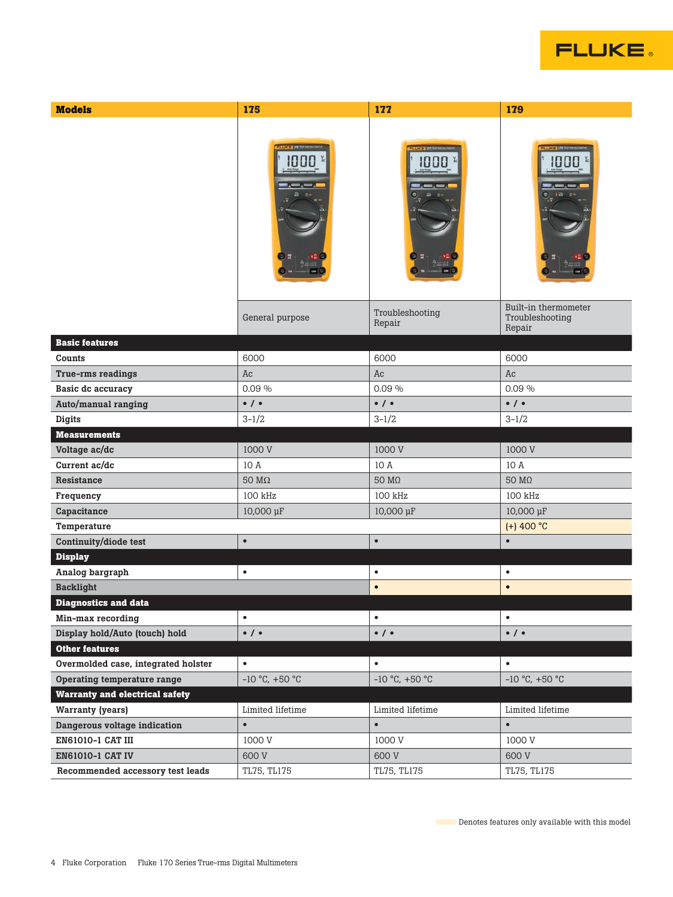| Models | 175 | 177 | 179 |
|---|---|---|---|
| | General purpose | Troubleshooting Repair | Built-in thermometer Troubleshooting Repair |
| **Basic features** | | | |
| Counts | 6000 | 6000 | 6000 |
| True-rms readings | Ac | Ac | Ac |
| Basic dc accuracy | 0.09 % | 0.09 % | 0.09 % |
| Auto/manual ranging | • / • | • / • | • / • |
| Digits | 3-1/2 | 3-1/2 | 3-1/2 |
| **Measurements** | | | |
| Voltage ac/dc | 1000 V | 1000 V | 1000 V |
| Current ac/dc | 10 A | 10 A | 10 A |
| Resistance | 50 MΩ | 50 MΩ | 50 MΩ |
| Frequency | 100 kHz | 100 kHz | 100 kHz |
| Capacitance | 10,000 µF | 10,000 µF | 10,000 µF |
| Temperature | | | (+) 400 °C |
| Continuity/diode test | • | • | • |
| **Display** | | | |
| Analog bargraph | • | • | • |
| Backlight | | • | • |
| **Diagnostics and data** | | | |
| Min-max recording | • | • | • |
| Display hold/Auto (touch) hold | • / • | • / • | • / • |
| **Other features** | | | |
| Overmolded case, integrated holster | • | • | • |
| Operating temperature range | -10 °C, +50 °C | -10 °C, +50 °C | -10 °C, +50 °C |
| **Warranty and electrical safety** | | | |
| Warranty (years) | Limited lifetime | Limited lifetime | Limited lifetime |
| Dangerous voltage indication | • | • | • |
| EN61010-1 CAT III | 1000 V | 1000 V | 1000 V |
| EN61010-1 CAT IV | 600 V | 600 V | 600 V |
| Recommended accessory test leads | TL75, TL175 | TL75, TL175 | TL75, TL175 |

Denotes features only available with this model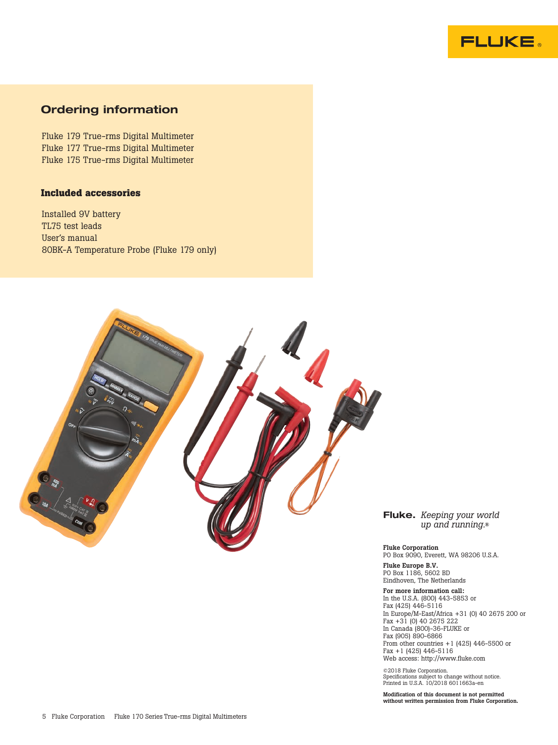## Ordering information

Fluke 179 True-rms Digital Multimeter
Fluke 177 True-rms Digital Multimeter
Fluke 175 True-rms Digital Multimeter

### Included accessories

Installed 9V battery
TL75 test leads
User's manual
80BK-A Temperature Probe (Fluke 179 only)

**Fluke.** *Keeping your world up and running.®*

**Fluke Corporation**
PO Box 9090, Everett, WA 98206 U.S.A.

**Fluke Europe B.V.**
PO Box 1186, 5602 BD
Eindhoven, The Netherlands

**For more information call:**
In the U.S.A. (800) 443-5853 or
Fax (425) 446-5116
In Europe/M-East/Africa +31 (0) 40 2675 200 or
Fax +31 (0) 40 2675 222
In Canada (800)-36-FLUKE or
Fax (905) 890-6866
From other countries +1 (425) 446-5500 or
Fax +1 (425) 446-5116
Web access: http://www.fluke.com

©2018 Fluke Corporation.
Specifications subject to change without notice.
Printed in U.S.A. 10/2018 6011663a-en

**Modification of this document is not permitted without written permission from Fluke Corporation.**